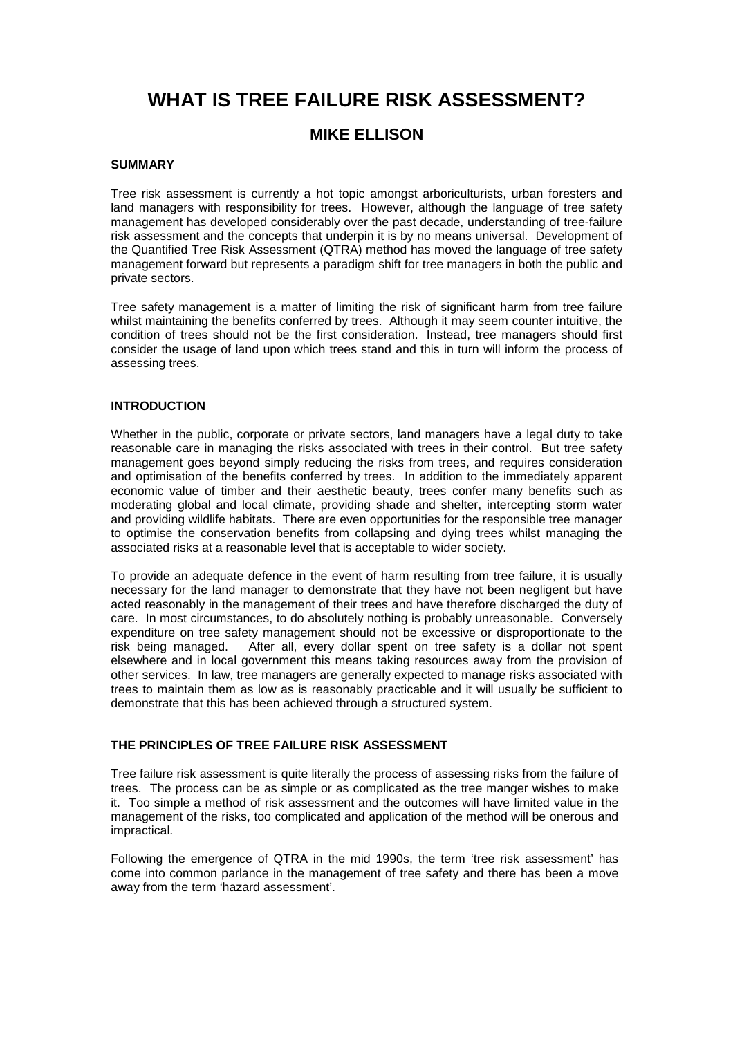# WHAT IS TREE FAILURE RISK ASSESSMENT?

## MIKE ELLISON

### SUMMARY

Tree risk assessment is currently a hot topic amongst arboriculturists, urban foresters and land managers with responsibility for trees. However, although the language of tree safety management has developed considerably over the past decade, understanding of tree-failure risk assessment and the concepts that underpin it is by no means universal. Development of the Quantified Tree Risk Assessment (QTRA) method has moved the language of tree safety management forward but represents a paradigm shift for tree managers in both the public and private sectors.

Tree safety management is a matter of limiting the risk of significant harm from tree failure whilst maintaining the benefits conferred by trees. Although it may seem counter intuitive, the condition of trees should not be the first consideration. Instead, tree managers should first consider the usage of land upon which trees stand and this in turn will inform the process of assessing trees.

### INTRODUCTION

Whether in the public, corporate or private sectors, land managers have a legal duty to take reasonable care in managing the risks associated with trees in their control. But tree safety management goes beyond simply reducing the risks from trees, and requires consideration and optimisation of the benefits conferred by trees. In addition to the immediately apparent economic value of timber and their aesthetic beauty, trees confer many benefits such as moderating global and local climate, providing shade and shelter, intercepting storm water and providing wildlife habitats. There are even opportunities for the responsible tree manager to optimise the conservation benefits from collapsing and dying trees whilst managing the associated risks at a reasonable level that is acceptable to wider society.

To provide an adequate defence in the event of harm resulting from tree failure, it is usually necessary for the land manager to demonstrate that they have not been negligent but have acted reasonably in the management of their trees and have therefore discharged the duty of care. In most circumstances, to do absolutely nothing is probably unreasonable. Conversely expenditure on tree safety management should not be excessive or disproportionate to the risk being managed. After all, every dollar spent on tree safety is a dollar not spent elsewhere and in local government this means taking resources away from the provision of other services. In law, tree managers are generally expected to manage risks associated with trees to maintain them as low as is reasonably practicable and it will usually be sufficient to demonstrate that this has been achieved through a structured system.

### THE PRINCIPLES OF TREE FAILURE RISK ASSESSMENT

Tree failure risk assessment is quite literally the process of assessing risks from the failure of trees. The process can be as simple or as complicated as the tree manger wishes to make it. Too simple a method of risk assessment and the outcomes will have limited value in the management of the risks, too complicated and application of the method will be onerous and impractical.

Following the emergence of QTRA in the mid 1990s, the term 'tree risk assessment' has come into common parlance in the management of tree safety and there has been a move away from the term 'hazard assessment'.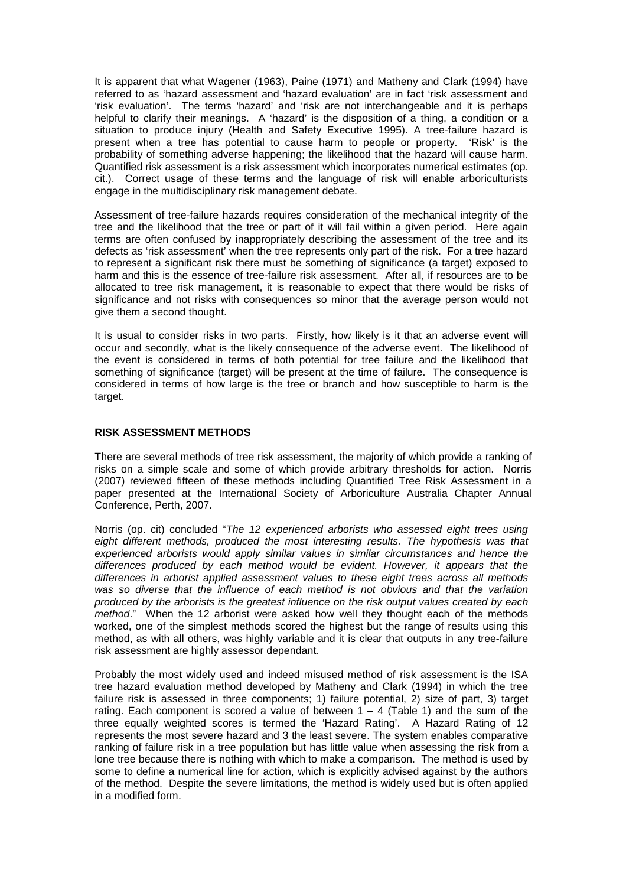It is apparent that what Wagener (1963), Paine (1971) and Matheny and Clark (1994) have referred to as 'hazard assessment and 'hazard evaluation' are in fact 'risk assessment and 'risk evaluation'. The terms 'hazard' and 'risk are not interchangeable and it is perhaps helpful to clarify their meanings. A 'hazard' is the disposition of a thing, a condition or a situation to produce injury (Health and Safety Executive 1995). A tree-failure hazard is present when a tree has potential to cause harm to people or property. 'Risk' is the probability of something adverse happening; the likelihood that the hazard will cause harm. Quantified risk assessment is a risk assessment which incorporates numerical estimates (op. cit.). Correct usage of these terms and the language of risk will enable arboriculturists engage in the multidisciplinary risk management debate.

Assessment of tree-failure hazards requires consideration of the mechanical integrity of the tree and the likelihood that the tree or part of it will fail within a given period. Here again terms are often confused by inappropriately describing the assessment of the tree and its defects as 'risk assessment' when the tree represents only part of the risk. For a tree hazard to represent a significant risk there must be something of significance (a target) exposed to harm and this is the essence of tree-failure risk assessment. After all, if resources are to be allocated to tree risk management, it is reasonable to expect that there would be risks of significance and not risks with consequences so minor that the average person would not give them a second thought.

It is usual to consider risks in two parts. Firstly, how likely is it that an adverse event will occur and secondly, what is the likely consequence of the adverse event. The likelihood of the event is considered in terms of both potential for tree failure and the likelihood that something of significance (target) will be present at the time of failure. The consequence is considered in terms of how large is the tree or branch and how susceptible to harm is the target.

## RISK ASSESSMENT METHODS

There are several methods of tree risk assessment, the majority of which provide a ranking of risks on a simple scale and some of which provide arbitrary thresholds for action. Norris (2007) reviewed fifteen of these methods including Quantified Tree Risk Assessment in a paper presented at the International Society of Arboriculture Australia Chapter Annual Conference, Perth, 2007.

Norris (op. cit) concluded "*The 12 experienced arborists who assessed eight trees using eight different methods, produced the most interesting results. The hypothesis was that experienced arborists would apply similar values in similar circumstances and hence the differences produced by each method would be evident. However, it appears that the differences in arborist applied assessment values to these eight trees across all methods was so diverse that the influence of each method is not obvious and that the variation produced by the arborists is the greatest influence on the risk output values created by each method*." When the 12 arborist were asked how well they thought each of the methods worked, one of the simplest methods scored the highest but the range of results using this method, as with all others, was highly variable and it is clear that outputs in any tree-failure risk assessment are highly assessor dependant.

Probably the most widely used and indeed misused method of risk assessment is the ISA tree hazard evaluation method developed by Matheny and Clark (1994) in which the tree failure risk is assessed in three components; 1) failure potential, 2) size of part, 3) target rating. Each component is scored a value of between 1 – 4 (Table 1) and the sum of the three equally weighted scores is termed the 'Hazard Rating'. A Hazard Rating of 12 represents the most severe hazard and 3 the least severe. The system enables comparative ranking of failure risk in a tree population but has little value when assessing the risk from a lone tree because there is nothing with which to make a comparison. The method is used by some to define a numerical line for action, which is explicitly advised against by the authors of the method. Despite the severe limitations, the method is widely used but is often applied in a modified form.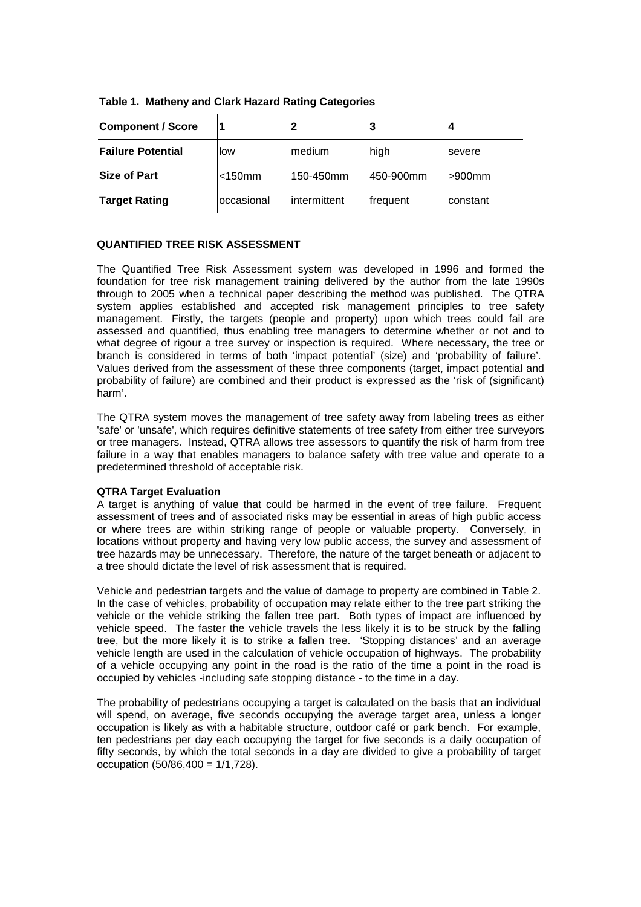**Table 1. Matheny and Clark Hazard Rating Categories**

| Component / Score | 1 | 2 | 3 | 4 |
|---|---|---|---|---|
| **Failure Potential** | low | medium | high | severe |
| **Size of Part** | <150mm | 150-450mm | 450-900mm | >900mm |
| **Target Rating** | occasional | intermittent | frequent | constant |

## QUANTIFIED TREE RISK ASSESSMENT

The Quantified Tree Risk Assessment system was developed in 1996 and formed the foundation for tree risk management training delivered by the author from the late 1990s through to 2005 when a technical paper describing the method was published. The QTRA system applies established and accepted risk management principles to tree safety management. Firstly, the targets (people and property) upon which trees could fail are assessed and quantified, thus enabling tree managers to determine whether or not and to what degree of rigour a tree survey or inspection is required. Where necessary, the tree or branch is considered in terms of both 'impact potential' (size) and 'probability of failure'. Values derived from the assessment of these three components (target, impact potential and probability of failure) are combined and their product is expressed as the 'risk of (significant) harm'.

The QTRA system moves the management of tree safety away from labeling trees as either 'safe' or 'unsafe', which requires definitive statements of tree safety from either tree surveyors or tree managers. Instead, QTRA allows tree assessors to quantify the risk of harm from tree failure in a way that enables managers to balance safety with tree value and operate to a predetermined threshold of acceptable risk.

### QTRA Target Evaluation

A target is anything of value that could be harmed in the event of tree failure. Frequent assessment of trees and of associated risks may be essential in areas of high public access or where trees are within striking range of people or valuable property. Conversely, in locations without property and having very low public access, the survey and assessment of tree hazards may be unnecessary. Therefore, the nature of the target beneath or adjacent to a tree should dictate the level of risk assessment that is required.

Vehicle and pedestrian targets and the value of damage to property are combined in Table 2. In the case of vehicles, probability of occupation may relate either to the tree part striking the vehicle or the vehicle striking the fallen tree part. Both types of impact are influenced by vehicle speed. The faster the vehicle travels the less likely it is to be struck by the falling tree, but the more likely it is to strike a fallen tree. 'Stopping distances' and an average vehicle length are used in the calculation of vehicle occupation of highways. The probability of a vehicle occupying any point in the road is the ratio of the time a point in the road is occupied by vehicles -including safe stopping distance - to the time in a day.

The probability of pedestrians occupying a target is calculated on the basis that an individual will spend, on average, five seconds occupying the average target area, unless a longer occupation is likely as with a habitable structure, outdoor café or park bench. For example, ten pedestrians per day each occupying the target for five seconds is a daily occupation of fifty seconds, by which the total seconds in a day are divided to give a probability of target occupation (50/86,400 = 1/1,728).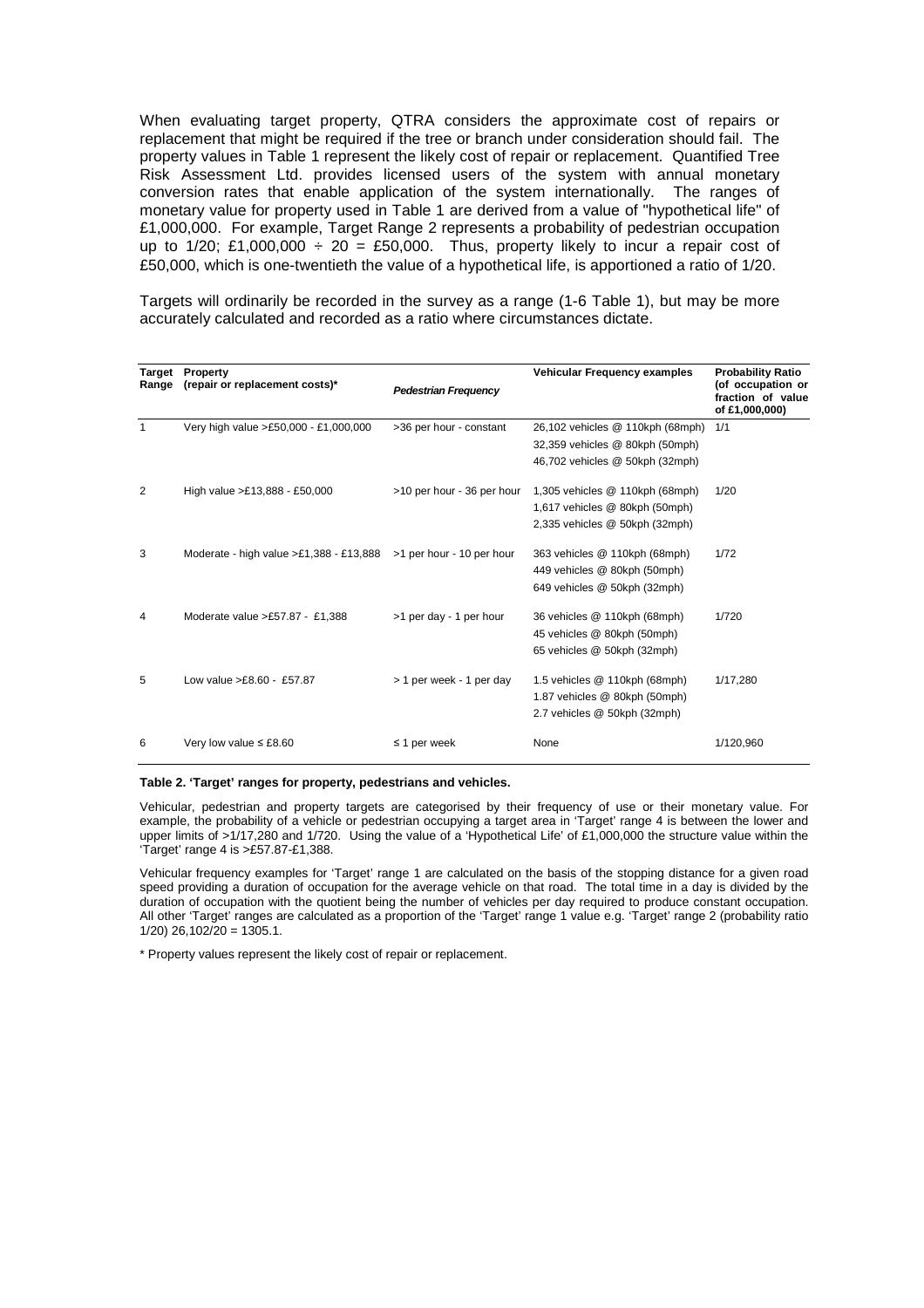When evaluating target property, QTRA considers the approximate cost of repairs or replacement that might be required if the tree or branch under consideration should fail. The property values in Table 1 represent the likely cost of repair or replacement. Quantified Tree Risk Assessment Ltd. provides licensed users of the system with annual monetary conversion rates that enable application of the system internationally. The ranges of monetary value for property used in Table 1 are derived from a value of "hypothetical life" of £1,000,000. For example, Target Range 2 represents a probability of pedestrian occupation up to 1/20; £1,000,000 ÷ 20 = £50,000. Thus, property likely to incur a repair cost of £50,000, which is one-twentieth the value of a hypothetical life, is apportioned a ratio of 1/20.

Targets will ordinarily be recorded in the survey as a range (1-6 Table 1), but may be more accurately calculated and recorded as a ratio where circumstances dictate.

| Target Range | Property (repair or replacement costs)* | *Pedestrian Frequency* | Vehicular Frequency examples | Probability Ratio (of occupation or fraction of value of £1,000,000) |
|---|---|---|---|---|
| 1 | Very high value >£50,000 - £1,000,000 | >36 per hour - constant | 26,102 vehicles @ 110kph (68mph)<br>32,359 vehicles @ 80kph (50mph)<br>46,702 vehicles @ 50kph (32mph) | 1/1 |
| 2 | High value >£13,888 - £50,000 | >10 per hour - 36 per hour | 1,305 vehicles @ 110kph (68mph)<br>1,617 vehicles @ 80kph (50mph)<br>2,335 vehicles @ 50kph (32mph) | 1/20 |
| 3 | Moderate - high value >£1,388 - £13,888 | >1 per hour - 10 per hour | 363 vehicles @ 110kph (68mph)<br>449 vehicles @ 80kph (50mph)<br>649 vehicles @ 50kph (32mph) | 1/72 |
| 4 | Moderate value >£57.87 - £1,388 | >1 per day - 1 per hour | 36 vehicles @ 110kph (68mph)<br>45 vehicles @ 80kph (50mph)<br>65 vehicles @ 50kph (32mph) | 1/720 |
| 5 | Low value >£8.60 - £57.87 | > 1 per week - 1 per day | 1.5 vehicles @ 110kph (68mph)<br>1.87 vehicles @ 80kph (50mph)<br>2.7 vehicles @ 50kph (32mph) | 1/17,280 |
| 6 | Very low value ≤ £8.60 | ≤ 1 per week | None | 1/120,960 |

**Table 2. 'Target' ranges for property, pedestrians and vehicles.**

Vehicular, pedestrian and property targets are categorised by their frequency of use or their monetary value. For example, the probability of a vehicle or pedestrian occupying a target area in 'Target' range 4 is between the lower and upper limits of >1/17,280 and 1/720. Using the value of a 'Hypothetical Life' of £1,000,000 the structure value within the 'Target' range 4 is >£57.87-£1,388.

Vehicular frequency examples for 'Target' range 1 are calculated on the basis of the stopping distance for a given road speed providing a duration of occupation for the average vehicle on that road. The total time in a day is divided by the duration of occupation with the quotient being the number of vehicles per day required to produce constant occupation. All other 'Target' ranges are calculated as a proportion of the 'Target' range 1 value e.g. 'Target' range 2 (probability ratio 1/20) 26,102/20 = 1305.1.

\* Property values represent the likely cost of repair or replacement.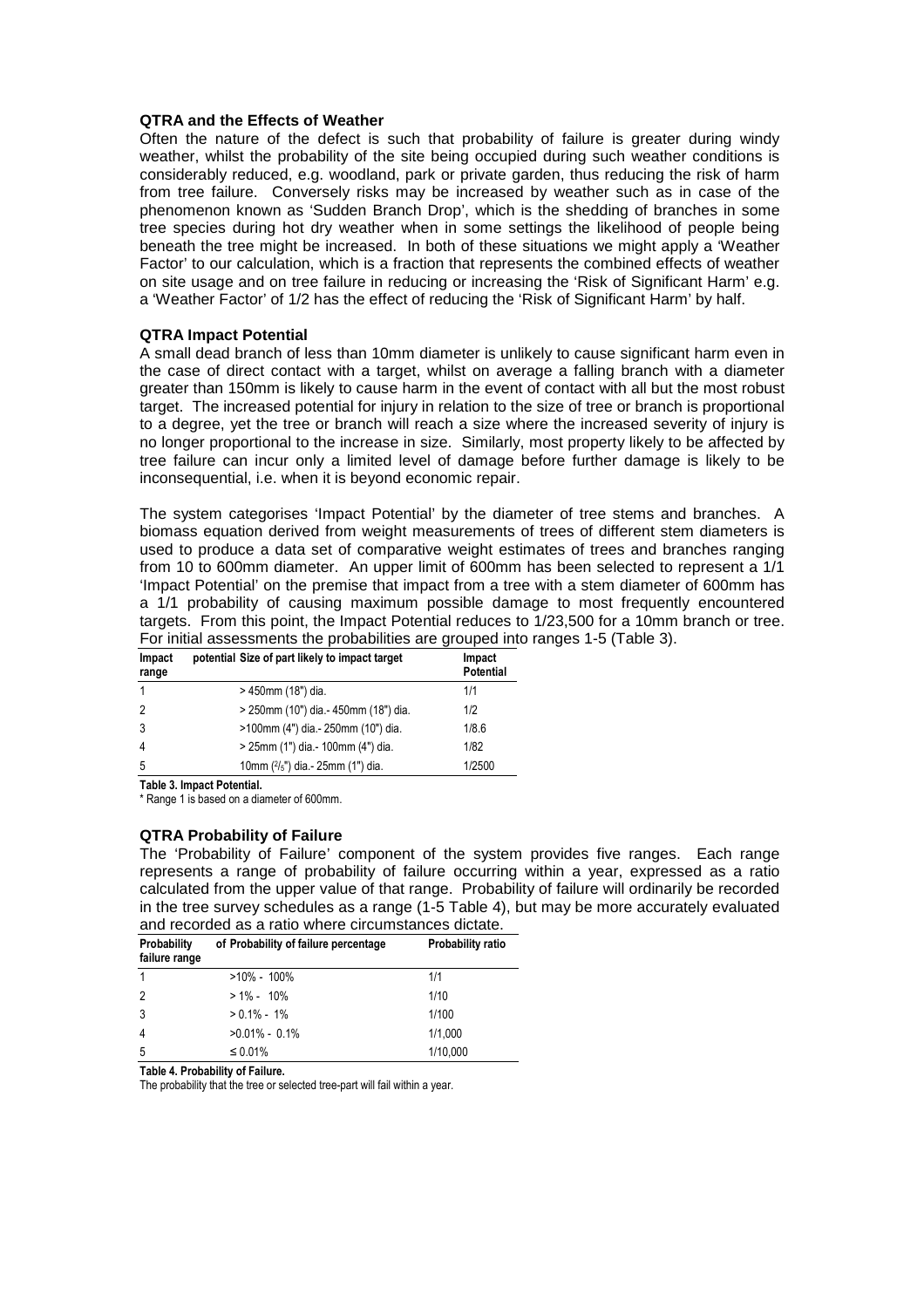### QTRA and the Effects of Weather

Often the nature of the defect is such that probability of failure is greater during windy weather, whilst the probability of the site being occupied during such weather conditions is considerably reduced, e.g. woodland, park or private garden, thus reducing the risk of harm from tree failure. Conversely risks may be increased by weather such as in case of the phenomenon known as 'Sudden Branch Drop', which is the shedding of branches in some tree species during hot dry weather when in some settings the likelihood of people being beneath the tree might be increased. In both of these situations we might apply a 'Weather Factor' to our calculation, which is a fraction that represents the combined effects of weather on site usage and on tree failure in reducing or increasing the 'Risk of Significant Harm' e.g. a 'Weather Factor' of 1/2 has the effect of reducing the 'Risk of Significant Harm' by half.

### QTRA Impact Potential

A small dead branch of less than 10mm diameter is unlikely to cause significant harm even in the case of direct contact with a target, whilst on average a falling branch with a diameter greater than 150mm is likely to cause harm in the event of contact with all but the most robust target. The increased potential for injury in relation to the size of tree or branch is proportional to a degree, yet the tree or branch will reach a size where the increased severity of injury is no longer proportional to the increase in size. Similarly, most property likely to be affected by tree failure can incur only a limited level of damage before further damage is likely to be inconsequential, i.e. when it is beyond economic repair.

The system categorises 'Impact Potential' by the diameter of tree stems and branches. A biomass equation derived from weight measurements of trees of different stem diameters is used to produce a data set of comparative weight estimates of trees and branches ranging from 10 to 600mm diameter. An upper limit of 600mm has been selected to represent a 1/1 'Impact Potential' on the premise that impact from a tree with a stem diameter of 600mm has a 1/1 probability of causing maximum possible damage to most frequently encountered targets. From this point, the Impact Potential reduces to 1/23,500 for a 10mm branch or tree. For initial assessments the probabilities are grouped into ranges 1-5 (Table 3).

| Impact potential range | Size of part likely to impact target | Impact Potential |
|---|---|---|
| 1 | > 450mm (18") dia. | 1/1 |
| 2 | > 250mm (10") dia.- 450mm (18") dia. | 1/2 |
| 3 | >100mm (4") dia.- 250mm (10") dia. | 1/8.6 |
| 4 | > 25mm (1") dia.- 100mm (4") dia. | 1/82 |
| 5 | 10mm ($^{2}/_{5}$") dia.- 25mm (1") dia. | 1/2500 |

**Table 3. Impact Potential.**

* Range 1 is based on a diameter of 600mm.

### QTRA Probability of Failure

The 'Probability of Failure' component of the system provides five ranges. Each range represents a range of probability of failure occurring within a year, expressed as a ratio calculated from the upper value of that range. Probability of failure will ordinarily be recorded in the tree survey schedules as a range (1-5 Table 4), but may be more accurately evaluated and recorded as a ratio where circumstances dictate.

| Probability of failure range | Probability of failure percentage | Probability ratio |
|---|---|---|
| 1 | >10% - 100% | 1/1 |
| 2 | > 1% - 10% | 1/10 |
| 3 | > 0.1% - 1% | 1/100 |
| 4 | >0.01% - 0.1% | 1/1,000 |
| 5 | ≤ 0.01% | 1/10,000 |

**Table 4. Probability of Failure.**

The probability that the tree or selected tree-part will fail within a year.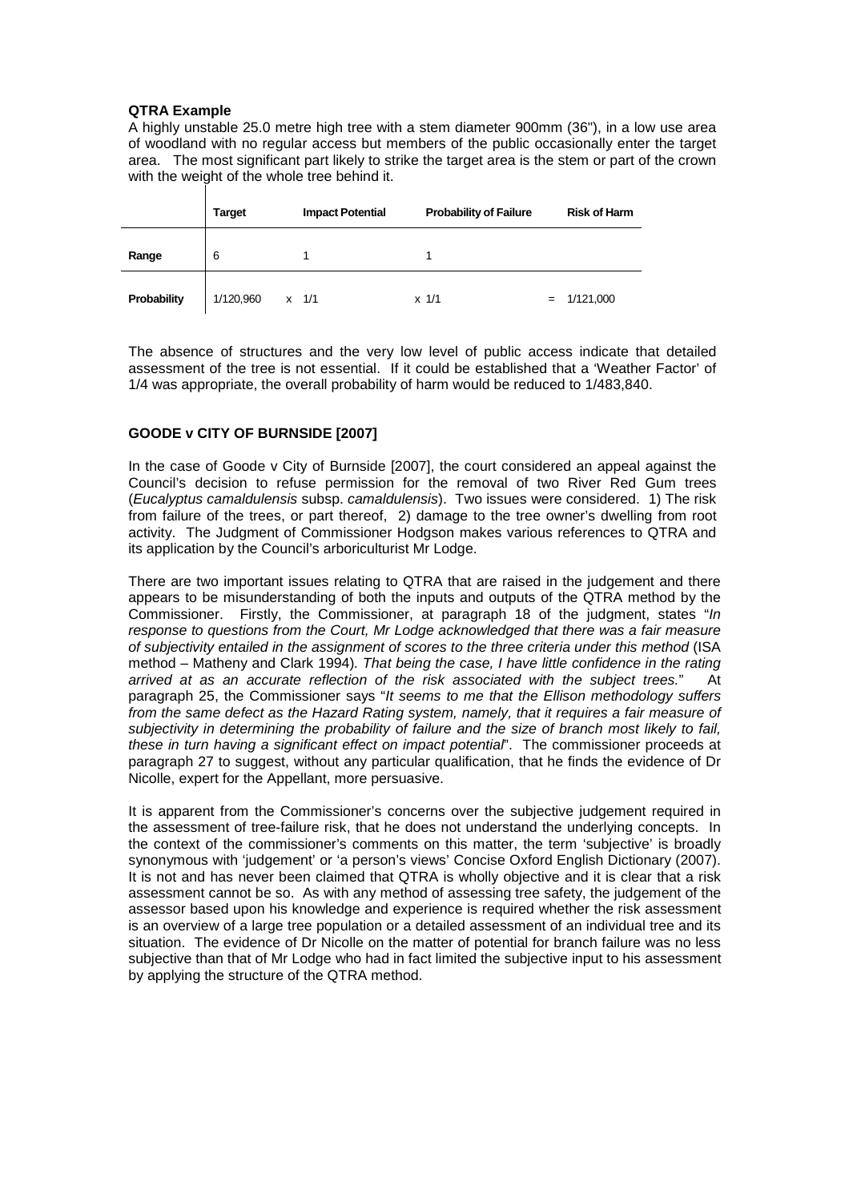**QTRA Example**

A highly unstable 25.0 metre high tree with a stem diameter 900mm (36"), in a low use area of woodland with no regular access but members of the public occasionally enter the target area. The most significant part likely to strike the target area is the stem or part of the crown with the weight of the whole tree behind it.

| | Target | Impact Potential | Probability of Failure | Risk of Harm |
|---|---|---|---|---|
| Range | 6 | 1 | 1 | |
| Probability | 1/120,960 | x 1/1 | x 1/1 | = 1/121,000 |

The absence of structures and the very low level of public access indicate that detailed assessment of the tree is not essential. If it could be established that a 'Weather Factor' of 1/4 was appropriate, the overall probability of harm would be reduced to 1/483,840.

## GOODE v CITY OF BURNSIDE [2007]

In the case of Goode v City of Burnside [2007], the court considered an appeal against the Council's decision to refuse permission for the removal of two River Red Gum trees (*Eucalyptus camaldulensis* subsp. *camaldulensis*). Two issues were considered. 1) The risk from failure of the trees, or part thereof, 2) damage to the tree owner's dwelling from root activity. The Judgment of Commissioner Hodgson makes various references to QTRA and its application by the Council's arboriculturist Mr Lodge.

There are two important issues relating to QTRA that are raised in the judgement and there appears to be misunderstanding of both the inputs and outputs of the QTRA method by the Commissioner. Firstly, the Commissioner, at paragraph 18 of the judgment, states "*In response to questions from the Court, Mr Lodge acknowledged that there was a fair measure of subjectivity entailed in the assignment of scores to the three criteria under this method* (ISA method – Matheny and Clark 1994)*. That being the case, I have little confidence in the rating arrived at as an accurate reflection of the risk associated with the subject trees.*" At paragraph 25, the Commissioner says "*It seems to me that the Ellison methodology suffers from the same defect as the Hazard Rating system, namely, that it requires a fair measure of subjectivity in determining the probability of failure and the size of branch most likely to fail, these in turn having a significant effect on impact potential*". The commissioner proceeds at paragraph 27 to suggest, without any particular qualification, that he finds the evidence of Dr Nicolle, expert for the Appellant, more persuasive.

It is apparent from the Commissioner's concerns over the subjective judgement required in the assessment of tree-failure risk, that he does not understand the underlying concepts. In the context of the commissioner's comments on this matter, the term 'subjective' is broadly synonymous with 'judgement' or 'a person's views' Concise Oxford English Dictionary (2007). It is not and has never been claimed that QTRA is wholly objective and it is clear that a risk assessment cannot be so. As with any method of assessing tree safety, the judgement of the assessor based upon his knowledge and experience is required whether the risk assessment is an overview of a large tree population or a detailed assessment of an individual tree and its situation. The evidence of Dr Nicolle on the matter of potential for branch failure was no less subjective than that of Mr Lodge who had in fact limited the subjective input to his assessment by applying the structure of the QTRA method.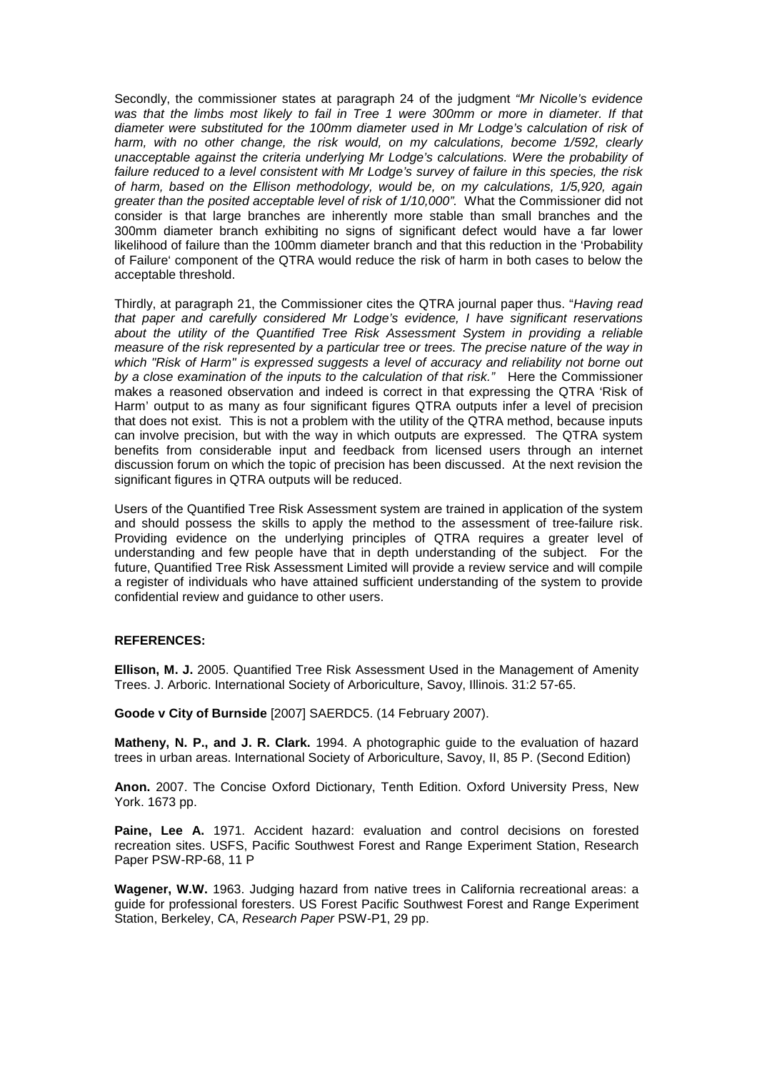Secondly, the commissioner states at paragraph 24 of the judgment *"Mr Nicolle's evidence was that the limbs most likely to fail in Tree 1 were 300mm or more in diameter. If that diameter were substituted for the 100mm diameter used in Mr Lodge's calculation of risk of harm, with no other change, the risk would, on my calculations, become 1/592, clearly unacceptable against the criteria underlying Mr Lodge's calculations. Were the probability of failure reduced to a level consistent with Mr Lodge's survey of failure in this species, the risk of harm, based on the Ellison methodology, would be, on my calculations, 1/5,920, again greater than the posited acceptable level of risk of 1/10,000".* What the Commissioner did not consider is that large branches are inherently more stable than small branches and the 300mm diameter branch exhibiting no signs of significant defect would have a far lower likelihood of failure than the 100mm diameter branch and that this reduction in the 'Probability of Failure' component of the QTRA would reduce the risk of harm in both cases to below the acceptable threshold.

Thirdly, at paragraph 21, the Commissioner cites the QTRA journal paper thus. "*Having read that paper and carefully considered Mr Lodge's evidence, I have significant reservations about the utility of the Quantified Tree Risk Assessment System in providing a reliable measure of the risk represented by a particular tree or trees. The precise nature of the way in which "Risk of Harm" is expressed suggests a level of accuracy and reliability not borne out by a close examination of the inputs to the calculation of that risk."* Here the Commissioner makes a reasoned observation and indeed is correct in that expressing the QTRA 'Risk of Harm' output to as many as four significant figures QTRA outputs infer a level of precision that does not exist. This is not a problem with the utility of the QTRA method, because inputs can involve precision, but with the way in which outputs are expressed. The QTRA system benefits from considerable input and feedback from licensed users through an internet discussion forum on which the topic of precision has been discussed. At the next revision the significant figures in QTRA outputs will be reduced.

Users of the Quantified Tree Risk Assessment system are trained in application of the system and should possess the skills to apply the method to the assessment of tree-failure risk. Providing evidence on the underlying principles of QTRA requires a greater level of understanding and few people have that in depth understanding of the subject. For the future, Quantified Tree Risk Assessment Limited will provide a review service and will compile a register of individuals who have attained sufficient understanding of the system to provide confidential review and guidance to other users.

**REFERENCES:**

**Ellison, M. J.** 2005. Quantified Tree Risk Assessment Used in the Management of Amenity Trees. J. Arboric. International Society of Arboriculture, Savoy, Illinois. 31:2 57-65.

**Goode v City of Burnside** [2007] SAERDC5. (14 February 2007).

**Matheny, N. P., and J. R. Clark.** 1994. A photographic guide to the evaluation of hazard trees in urban areas. International Society of Arboriculture, Savoy, II, 85 P. (Second Edition)

**Anon.** 2007. The Concise Oxford Dictionary, Tenth Edition. Oxford University Press, New York. 1673 pp.

**Paine, Lee A.** 1971. Accident hazard: evaluation and control decisions on forested recreation sites. USFS, Pacific Southwest Forest and Range Experiment Station, Research Paper PSW-RP-68, 11 P

**Wagener, W.W.** 1963. Judging hazard from native trees in California recreational areas: a guide for professional foresters. US Forest Pacific Southwest Forest and Range Experiment Station, Berkeley, CA, *Research Paper* PSW-P1, 29 pp.